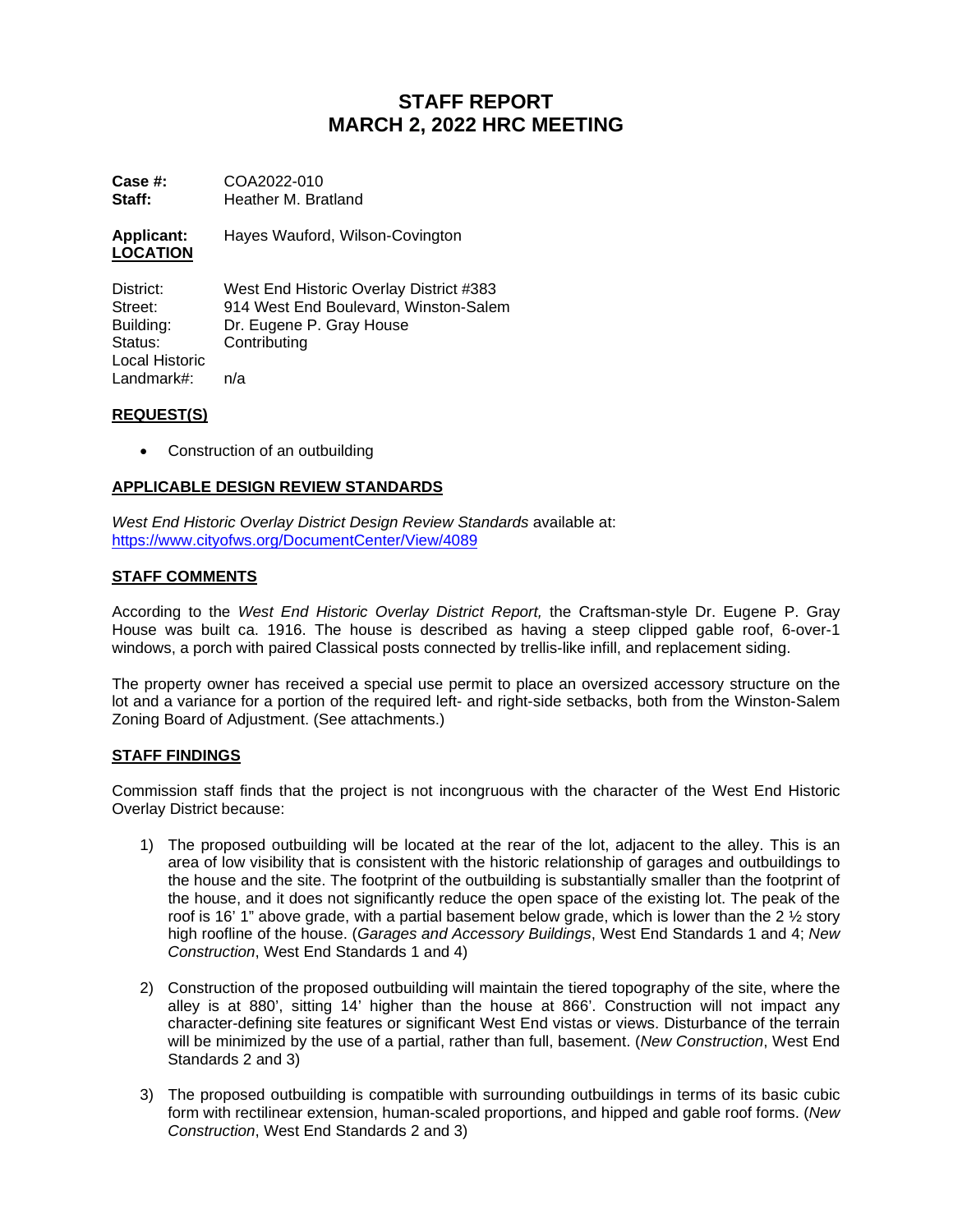# STAFF REPORT
# MARCH 2, 2022 HRC MEETING

**Case #:** COA2022-010
**Staff:** Heather M. Bratland

**Applicant:** Hayes Wauford, Wilson-Covington

**LOCATION**

District: West End Historic Overlay District #383
Street: 914 West End Boulevard, Winston-Salem
Building: Dr. Eugene P. Gray House
Status: Contributing
Local Historic Landmark#: n/a

## REQUEST(S)

- Construction of an outbuilding

## APPLICABLE DESIGN REVIEW STANDARDS

*West End Historic Overlay District Design Review Standards* available at: https://www.cityofws.org/DocumentCenter/View/4089

## STAFF COMMENTS

According to the *West End Historic Overlay District Report,* the Craftsman-style Dr. Eugene P. Gray House was built ca. 1916. The house is described as having a steep clipped gable roof, 6-over-1 windows, a porch with paired Classical posts connected by trellis-like infill, and replacement siding.

The property owner has received a special use permit to place an oversized accessory structure on the lot and a variance for a portion of the required left- and right-side setbacks, both from the Winston-Salem Zoning Board of Adjustment. (See attachments.)

## STAFF FINDINGS

Commission staff finds that the project is not incongruous with the character of the West End Historic Overlay District because:

1) The proposed outbuilding will be located at the rear of the lot, adjacent to the alley. This is an area of low visibility that is consistent with the historic relationship of garages and outbuildings to the house and the site. The footprint of the outbuilding is substantially smaller than the footprint of the house, and it does not significantly reduce the open space of the existing lot. The peak of the roof is 16' 1" above grade, with a partial basement below grade, which is lower than the 2 ½ story high roofline of the house. (*Garages and Accessory Buildings*, West End Standards 1 and 4; *New Construction*, West End Standards 1 and 4)

2) Construction of the proposed outbuilding will maintain the tiered topography of the site, where the alley is at 880', sitting 14' higher than the house at 866'. Construction will not impact any character-defining site features or significant West End vistas or views. Disturbance of the terrain will be minimized by the use of a partial, rather than full, basement. (*New Construction*, West End Standards 2 and 3)

3) The proposed outbuilding is compatible with surrounding outbuildings in terms of its basic cubic form with rectilinear extension, human-scaled proportions, and hipped and gable roof forms. (*New Construction*, West End Standards 2 and 3)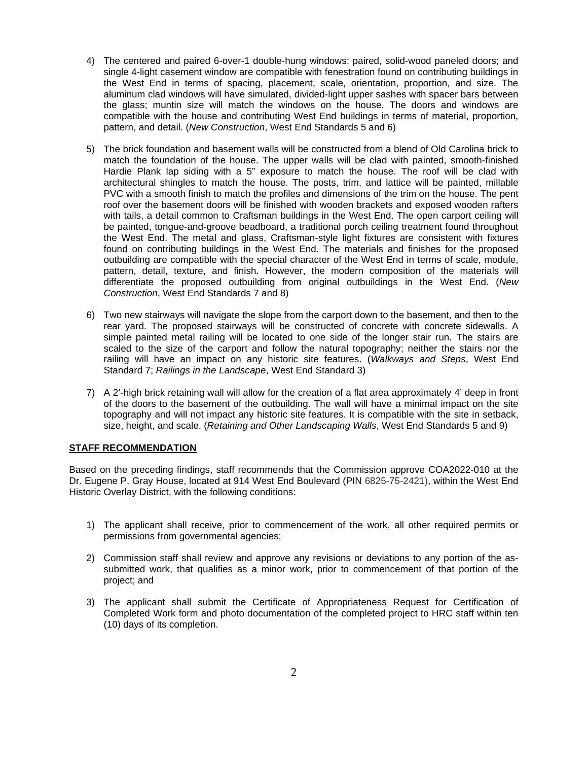4) The centered and paired 6-over-1 double-hung windows; paired, solid-wood paneled doors; and single 4-light casement window are compatible with fenestration found on contributing buildings in the West End in terms of spacing, placement, scale, orientation, proportion, and size. The aluminum clad windows will have simulated, divided-light upper sashes with spacer bars between the glass; muntin size will match the windows on the house. The doors and windows are compatible with the house and contributing West End buildings in terms of material, proportion, pattern, and detail. (*New Construction*, West End Standards 5 and 6)

5) The brick foundation and basement walls will be constructed from a blend of Old Carolina brick to match the foundation of the house. The upper walls will be clad with painted, smooth-finished Hardie Plank lap siding with a 5" exposure to match the house. The roof will be clad with architectural shingles to match the house. The posts, trim, and lattice will be painted, millable PVC with a smooth finish to match the profiles and dimensions of the trim on the house. The pent roof over the basement doors will be finished with wooden brackets and exposed wooden rafters with tails, a detail common to Craftsman buildings in the West End. The open carport ceiling will be painted, tongue-and-groove beadboard, a traditional porch ceiling treatment found throughout the West End. The metal and glass, Craftsman-style light fixtures are consistent with fixtures found on contributing buildings in the West End. The materials and finishes for the proposed outbuilding are compatible with the special character of the West End in terms of scale, module, pattern, detail, texture, and finish. However, the modern composition of the materials will differentiate the proposed outbuilding from original outbuildings in the West End. (*New Construction*, West End Standards 7 and 8)

6) Two new stairways will navigate the slope from the carport down to the basement, and then to the rear yard. The proposed stairways will be constructed of concrete with concrete sidewalls. A simple painted metal railing will be located to one side of the longer stair run. The stairs are scaled to the size of the carport and follow the natural topography; neither the stairs nor the railing will have an impact on any historic site features. (*Walkways and Steps*, West End Standard 7; *Railings in the Landscape*, West End Standard 3)

7) A 2'-high brick retaining wall will allow for the creation of a flat area approximately 4' deep in front of the doors to the basement of the outbuilding. The wall will have a minimal impact on the site topography and will not impact any historic site features. It is compatible with the site in setback, size, height, and scale. (*Retaining and Other Landscaping Walls*, West End Standards 5 and 9)

## STAFF RECOMMENDATION

Based on the preceding findings, staff recommends that the Commission approve COA2022-010 at the Dr. Eugene P. Gray House, located at 914 West End Boulevard (PIN 6825-75-2421), within the West End Historic Overlay District, with the following conditions:

1) The applicant shall receive, prior to commencement of the work, all other required permits or permissions from governmental agencies;

2) Commission staff shall review and approve any revisions or deviations to any portion of the as-submitted work, that qualifies as a minor work, prior to commencement of that portion of the project; and

3) The applicant shall submit the Certificate of Appropriateness Request for Certification of Completed Work form and photo documentation of the completed project to HRC staff within ten (10) days of its completion.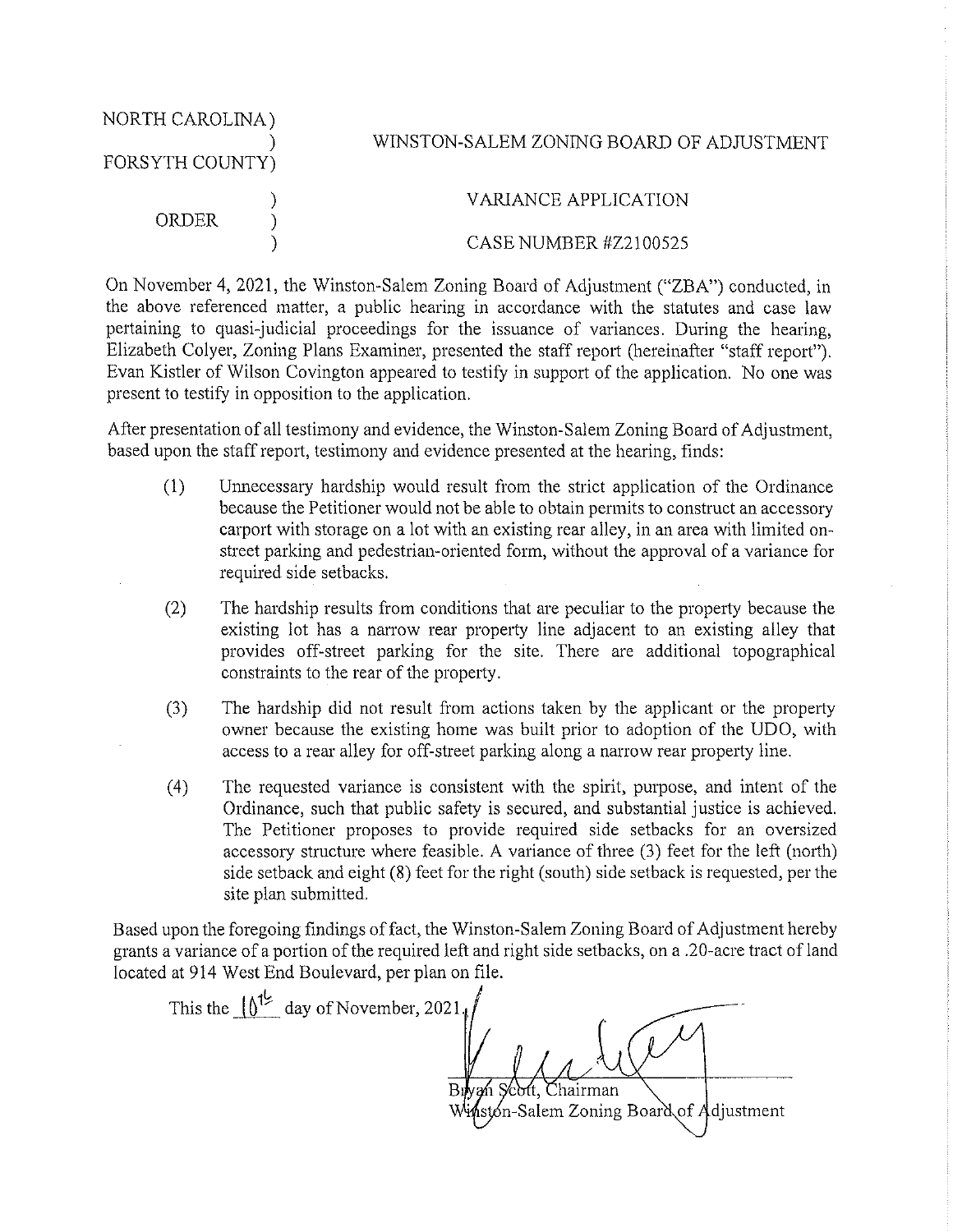NORTH CAROLINA )
)
FORSYTH COUNTY)

WINSTON-SALEM ZONING BOARD OF ADJUSTMENT

ORDER )

VARIANCE APPLICATION

CASE NUMBER #Z2100525

On November 4, 2021, the Winston-Salem Zoning Board of Adjustment ("ZBA") conducted, in the above referenced matter, a public hearing in accordance with the statutes and case law pertaining to quasi-judicial proceedings for the issuance of variances. During the hearing, Elizabeth Colyer, Zoning Plans Examiner, presented the staff report (hereinafter "staff report"). Evan Kistler of Wilson Covington appeared to testify in support of the application. No one was present to testify in opposition to the application.

After presentation of all testimony and evidence, the Winston-Salem Zoning Board of Adjustment, based upon the staff report, testimony and evidence presented at the hearing, finds:

(1) Unnecessary hardship would result from the strict application of the Ordinance because the Petitioner would not be able to obtain permits to construct an accessory carport with storage on a lot with an existing rear alley, in an area with limited on-street parking and pedestrian-oriented form, without the approval of a variance for required side setbacks.

(2) The hardship results from conditions that are peculiar to the property because the existing lot has a narrow rear property line adjacent to an existing alley that provides off-street parking for the site. There are additional topographical constraints to the rear of the property.

(3) The hardship did not result from actions taken by the applicant or the property owner because the existing home was built prior to adoption of the UDO, with access to a rear alley for off-street parking along a narrow rear property line.

(4) The requested variance is consistent with the spirit, purpose, and intent of the Ordinance, such that public safety is secured, and substantial justice is achieved. The Petitioner proposes to provide required side setbacks for an oversized accessory structure where feasible. A variance of three (3) feet for the left (north) side setback and eight (8) feet for the right (south) side setback is requested, per the site plan submitted.

Based upon the foregoing findings of fact, the Winston-Salem Zoning Board of Adjustment hereby grants a variance of a portion of the required left and right side setbacks, on a .20-acre tract of land located at 914 West End Boulevard, per plan on file.

This the 10th day of November, 2021.

Bryan Scott, Chairman
Winston-Salem Zoning Board of Adjustment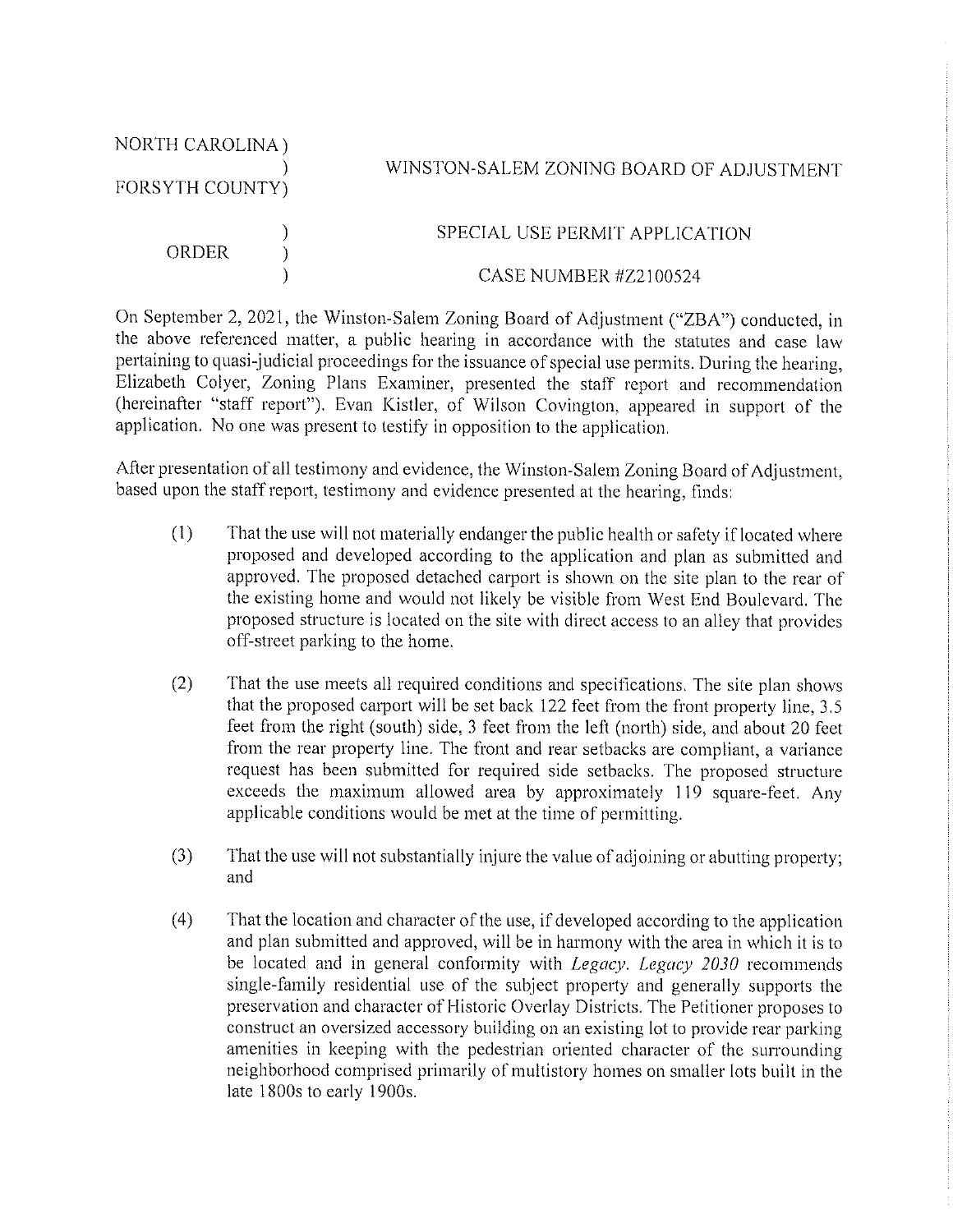NORTH CAROLINA )
　　　　　　　　　　)　　　WINSTON-SALEM ZONING BOARD OF ADJUSTMENT
FORSYTH COUNTY)

　　　　　　　　　　)　　　SPECIAL USE PERMIT APPLICATION
ORDER　　　　　　)
　　　　　　　　　　)　　　CASE NUMBER #Z2100524

On September 2, 2021, the Winston-Salem Zoning Board of Adjustment ("ZBA") conducted, in the above referenced matter, a public hearing in accordance with the statutes and case law pertaining to quasi-judicial proceedings for the issuance of special use permits. During the hearing, Elizabeth Colyer, Zoning Plans Examiner, presented the staff report and recommendation (hereinafter "staff report"). Evan Kistler, of Wilson Covington, appeared in support of the application. No one was present to testify in opposition to the application.

After presentation of all testimony and evidence, the Winston-Salem Zoning Board of Adjustment, based upon the staff report, testimony and evidence presented at the hearing, finds:

(1) That the use will not materially endanger the public health or safety if located where proposed and developed according to the application and plan as submitted and approved. The proposed detached carport is shown on the site plan to the rear of the existing home and would not likely be visible from West End Boulevard. The proposed structure is located on the site with direct access to an alley that provides off-street parking to the home.

(2) That the use meets all required conditions and specifications. The site plan shows that the proposed carport will be set back 122 feet from the front property line, 3.5 feet from the right (south) side, 3 feet from the left (north) side, and about 20 feet from the rear property line. The front and rear setbacks are compliant, a variance request has been submitted for required side setbacks. The proposed structure exceeds the maximum allowed area by approximately 119 square-feet. Any applicable conditions would be met at the time of permitting.

(3) That the use will not substantially injure the value of adjoining or abutting property; and

(4) That the location and character of the use, if developed according to the application and plan submitted and approved, will be in harmony with the area in which it is to be located and in general conformity with *Legacy*. *Legacy 2030* recommends single-family residential use of the subject property and generally supports the preservation and character of Historic Overlay Districts. The Petitioner proposes to construct an oversized accessory building on an existing lot to provide rear parking amenities in keeping with the pedestrian oriented character of the surrounding neighborhood comprised primarily of multistory homes on smaller lots built in the late 1800s to early 1900s.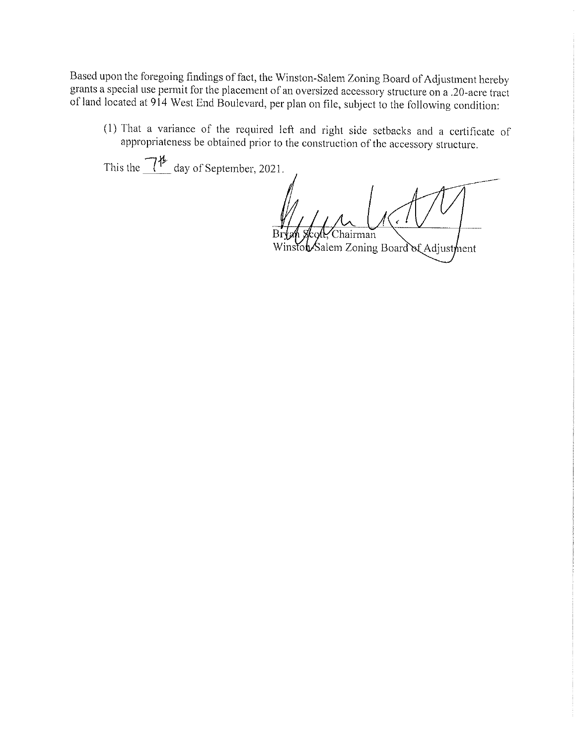Based upon the foregoing findings of fact, the Winston-Salem Zoning Board of Adjustment hereby grants a special use permit for the placement of an oversized accessory structure on a .20-acre tract of land located at 914 West End Boulevard, per plan on file, subject to the following condition:

(1) That a variance of the required left and right side setbacks and a certificate of appropriateness be obtained prior to the construction of the accessory structure.

This the 7th day of September, 2021.

Bryan Scott, Chairman
Winston-Salem Zoning Board of Adjustment